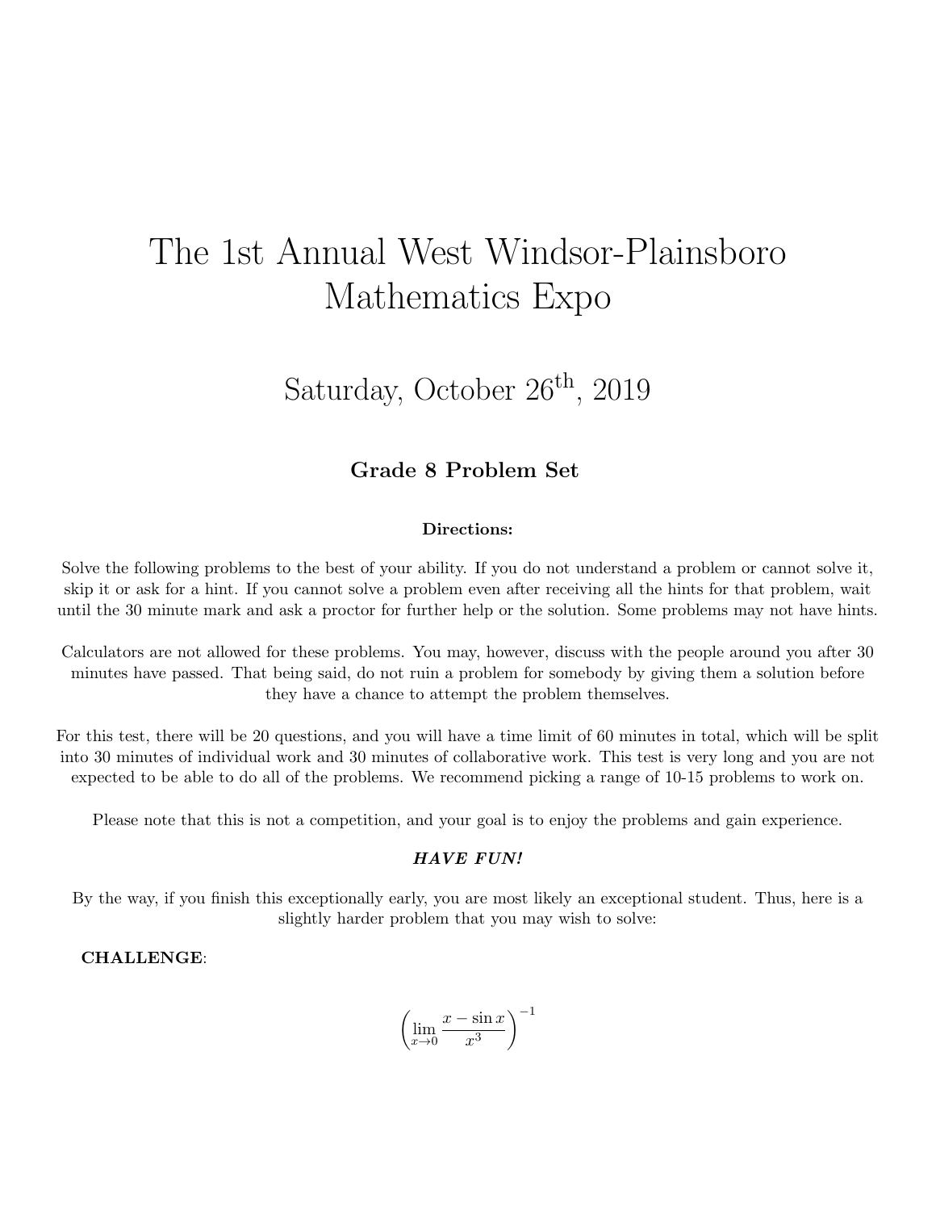# The 1st Annual West Windsor-Plainsboro Mathematics Expo

## Saturday, October 26$^{\text{th}}$, 2019

### Grade 8 Problem Set

**Directions:**

Solve the following problems to the best of your ability. If you do not understand a problem or cannot solve it, skip it or ask for a hint. If you cannot solve a problem even after receiving all the hints for that problem, wait until the 30 minute mark and ask a proctor for further help or the solution. Some problems may not have hints.

Calculators are not allowed for these problems. You may, however, discuss with the people around you after 30 minutes have passed. That being said, do not ruin a problem for somebody by giving them a solution before they have a chance to attempt the problem themselves.

For this test, there will be 20 questions, and you will have a time limit of 60 minutes in total, which will be split into 30 minutes of individual work and 30 minutes of collaborative work. This test is very long and you are not expected to be able to do all of the problems. We recommend picking a range of 10-15 problems to work on.

Please note that this is not a competition, and your goal is to enjoy the problems and gain experience.

***HAVE FUN!***

By the way, if you finish this exceptionally early, you are most likely an exceptional student. Thus, here is a slightly harder problem that you may wish to solve:

**CHALLENGE**:

$$\left(\lim_{x\to 0} \frac{x - \sin x}{x^3}\right)^{-1}$$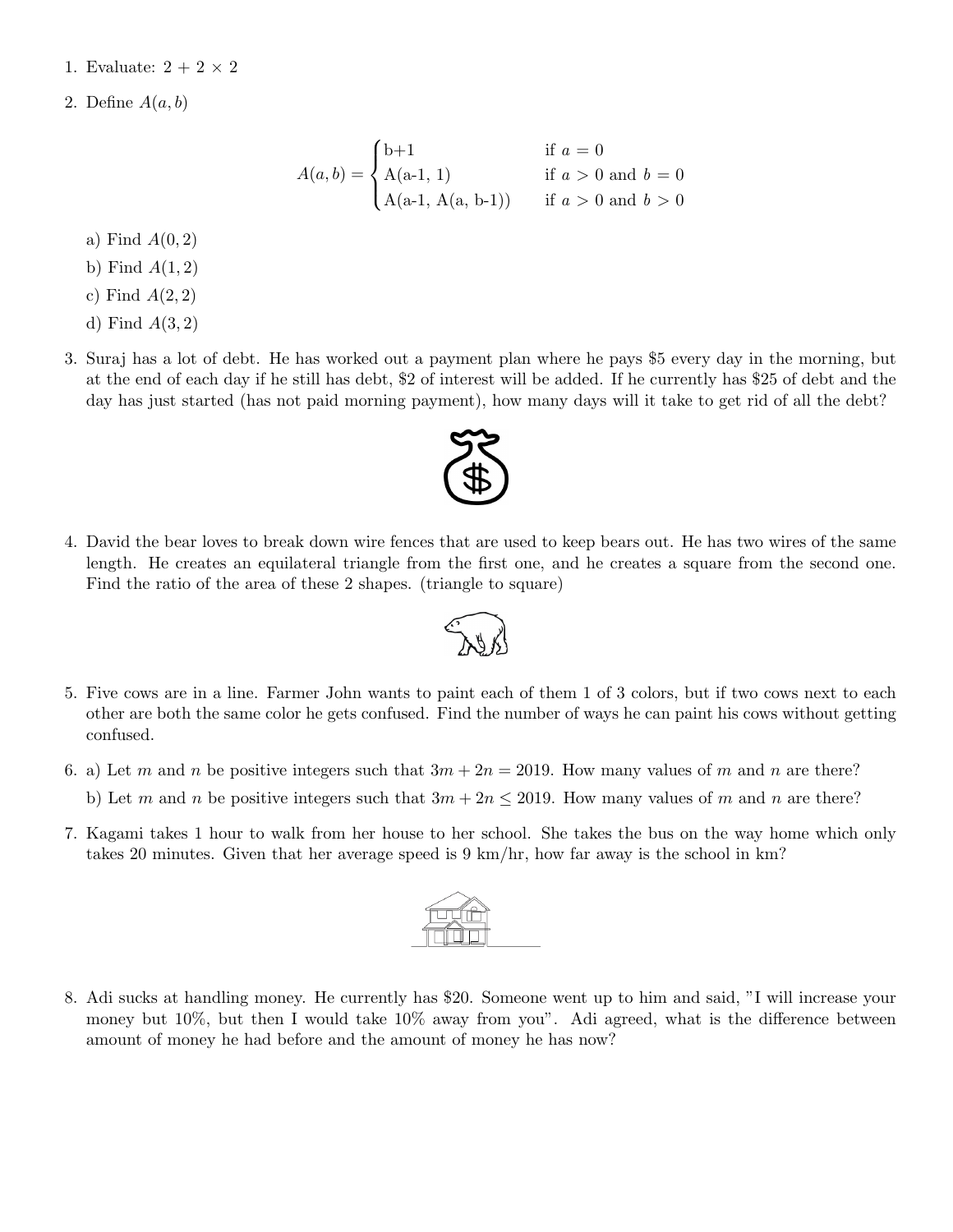1. Evaluate: $2 + 2 \times 2$

2. Define $A(a, b)$

$$A(a,b) = \begin{cases} \text{b+1} & \text{if } a = 0 \\ \text{A(a-1, 1)} & \text{if } a > 0 \text{ and } b = 0 \\ \text{A(a-1, A(a, b-1))} & \text{if } a > 0 \text{ and } b > 0 \end{cases}$$

   a) Find $A(0, 2)$

   b) Find $A(1, 2)$

   c) Find $A(2, 2)$

   d) Find $A(3, 2)$

3. Suraj has a lot of debt. He has worked out a payment plan where he pays $5 every day in the morning, but at the end of each day if he still has debt, $2 of interest will be added. If he currently has $25 of debt and the day has just started (has not paid morning payment), how many days will it take to get rid of all the debt?

4. David the bear loves to break down wire fences that are used to keep bears out. He has two wires of the same length. He creates an equilateral triangle from the first one, and he creates a square from the second one. Find the ratio of the area of these 2 shapes. (triangle to square)

5. Five cows are in a line. Farmer John wants to paint each of them 1 of 3 colors, but if two cows next to each other are both the same color he gets confused. Find the number of ways he can paint his cows without getting confused.

6. a) Let $m$ and $n$ be positive integers such that $3m + 2n = 2019$. How many values of $m$ and $n$ are there?

   b) Let $m$ and $n$ be positive integers such that $3m + 2n \leq 2019$. How many values of $m$ and $n$ are there?

7. Kagami takes 1 hour to walk from her house to her school. She takes the bus on the way home which only takes 20 minutes. Given that her average speed is 9 km/hr, how far away is the school in km?

8. Adi sucks at handling money. He currently has $20. Someone went up to him and said, "I will increase your money but 10%, but then I would take 10% away from you". Adi agreed, what is the difference between amount of money he had before and the amount of money he has now?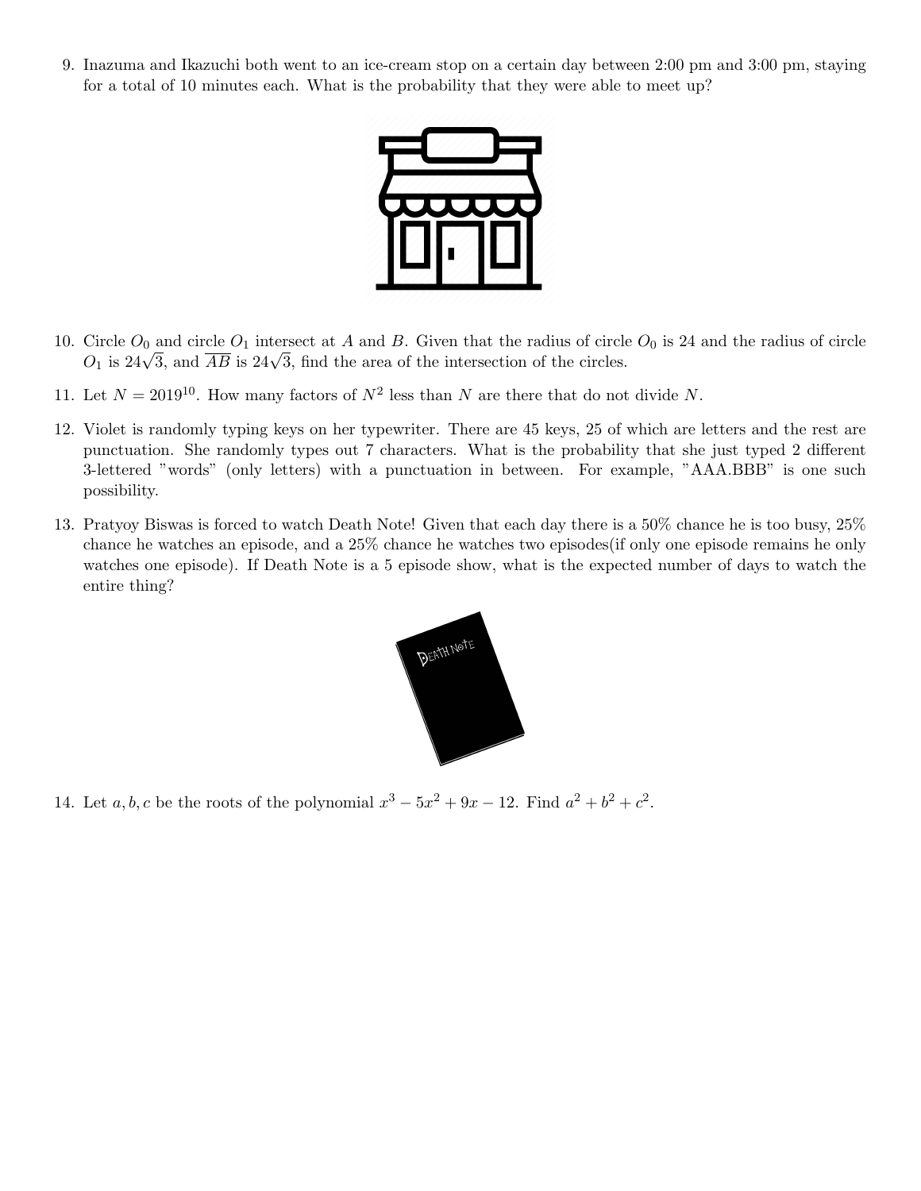9. Inazuma and Ikazuchi both went to an ice-cream stop on a certain day between 2:00 pm and 3:00 pm, staying for a total of 10 minutes each. What is the probability that they were able to meet up?

10. Circle $O_0$ and circle $O_1$ intersect at $A$ and $B$. Given that the radius of circle $O_0$ is 24 and the radius of circle $O_1$ is $24\sqrt{3}$, and $\overline{AB}$ is $24\sqrt{3}$, find the area of the intersection of the circles.

11. Let $N = 2019^{10}$. How many factors of $N^2$ less than $N$ are there that do not divide $N$.

12. Violet is randomly typing keys on her typewriter. There are 45 keys, 25 of which are letters and the rest are punctuation. She randomly types out 7 characters. What is the probability that she just typed 2 different 3-lettered "words" (only letters) with a punctuation in between. For example, "AAA.BBB" is one such possibility.

13. Pratyoy Biswas is forced to watch Death Note! Given that each day there is a 50% chance he is too busy, 25% chance he watches an episode, and a 25% chance he watches two episodes(if only one episode remains he only watches one episode). If Death Note is a 5 episode show, what is the expected number of days to watch the entire thing?

14. Let $a, b, c$ be the roots of the polynomial $x^3 - 5x^2 + 9x - 12$. Find $a^2 + b^2 + c^2$.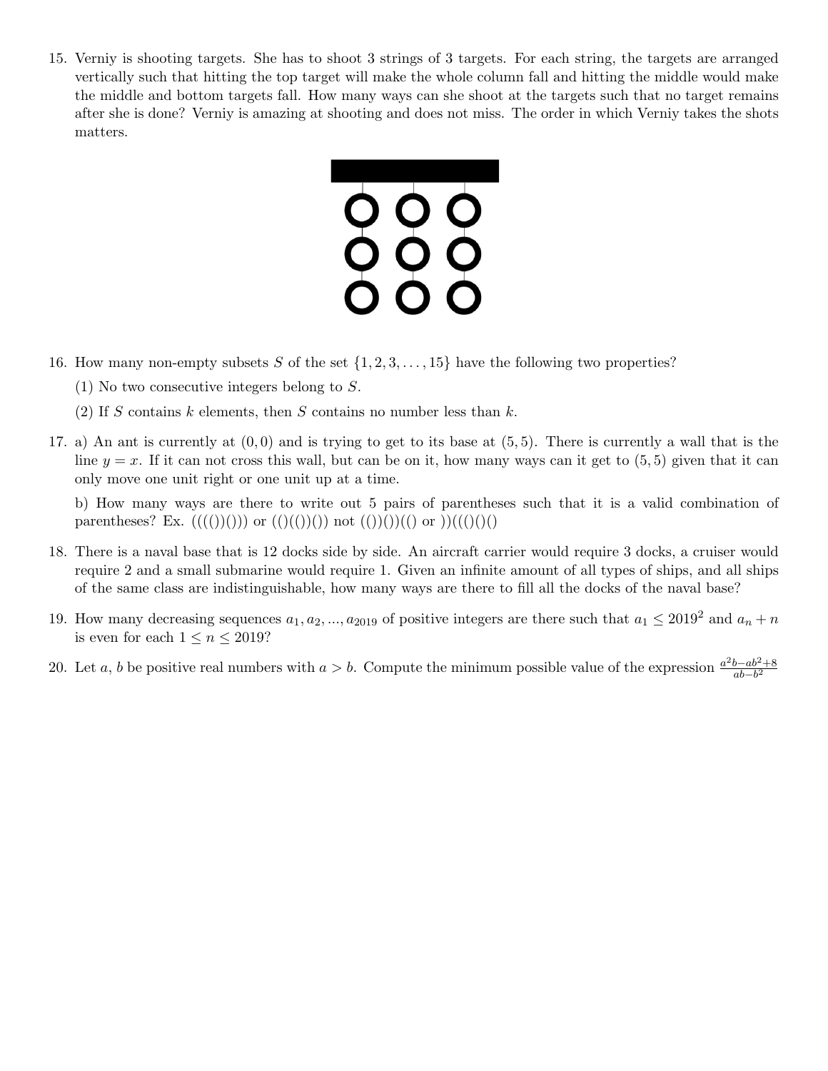15. Verniy is shooting targets. She has to shoot 3 strings of 3 targets. For each string, the targets are arranged vertically such that hitting the top target will make the whole column fall and hitting the middle would make the middle and bottom targets fall. How many ways can she shoot at the targets such that no target remains after she is done? Verniy is amazing at shooting and does not miss. The order in which Verniy takes the shots matters.

16. How many non-empty subsets $S$ of the set $\{1, 2, 3, \ldots, 15\}$ have the following two properties?

    (1) No two consecutive integers belong to $S$.

    (2) If $S$ contains $k$ elements, then $S$ contains no number less than $k$.

17. a) An ant is currently at $(0, 0)$ and is trying to get to its base at $(5, 5)$. There is currently a wall that is the line $y = x$. If it can not cross this wall, but can be on it, how many ways can it get to $(5, 5)$ given that it can only move one unit right or one unit up at a time.

    b) How many ways are there to write out 5 pairs of parentheses such that it is a valid combination of parentheses? Ex. ((((()))) or (()(())()) not (())())(() or ))(()()()

18. There is a naval base that is 12 docks side by side. An aircraft carrier would require 3 docks, a cruiser would require 2 and a small submarine would require 1. Given an infinite amount of all types of ships, and all ships of the same class are indistinguishable, how many ways are there to fill all the docks of the naval base?

19. How many decreasing sequences $a_1, a_2, \ldots, a_{2019}$ of positive integers are there such that $a_1 \le 2019^2$ and $a_n + n$ is even for each $1 \le n \le 2019$?

20. Let $a$, $b$ be positive real numbers with $a > b$. Compute the minimum possible value of the expression $\frac{a^2b - ab^2 + 8}{ab - b^2}$